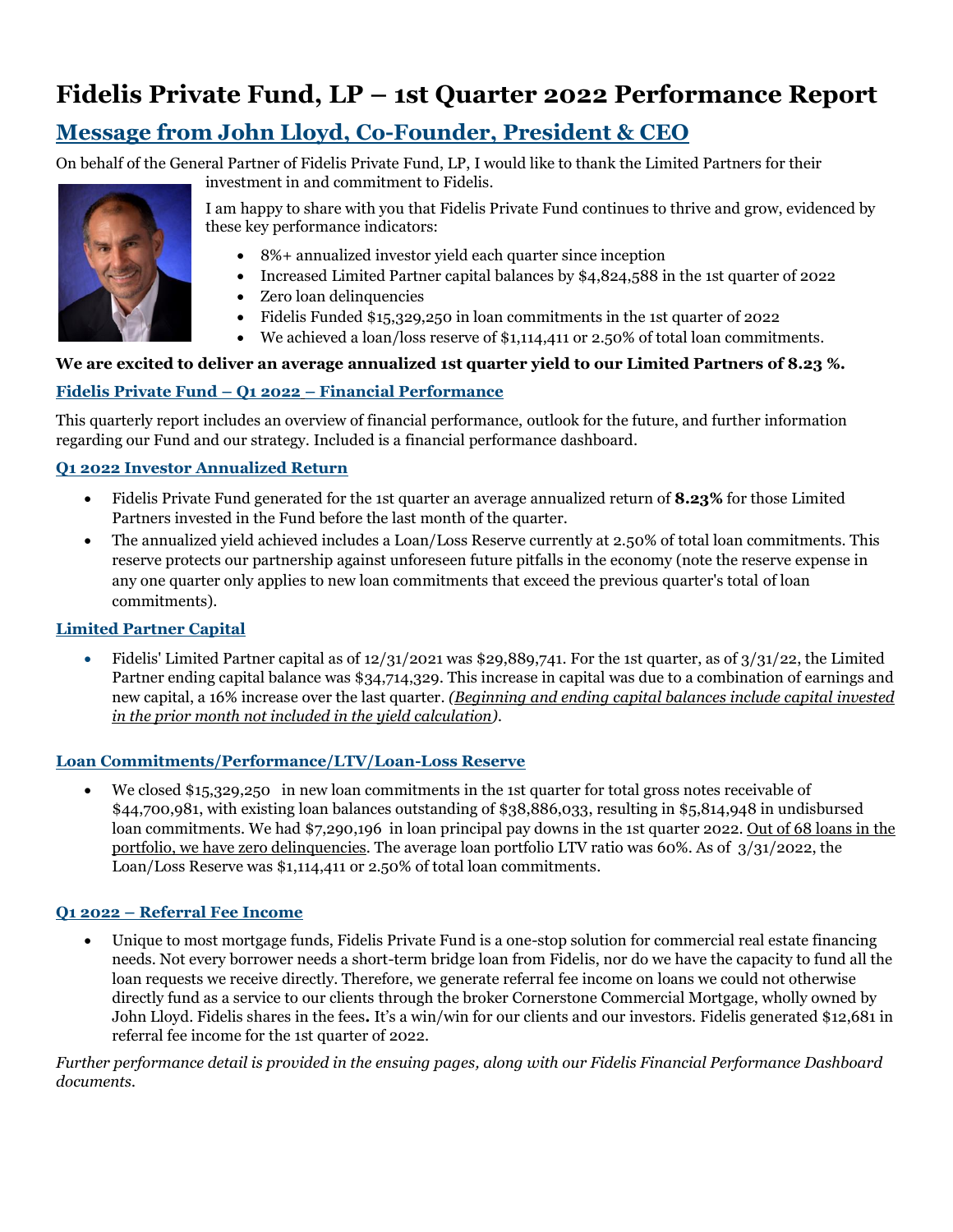# Fidelis Private Fund, LP – 1st Quarter 2022 Performance Report

## Message from John Lloyd, Co-Founder, President & CEO

On behalf of the General Partner of Fidelis Private Fund, LP, I would like to thank the Limited Partners for their investment in and commitment to Fidelis.

I am happy to share with you that Fidelis Private Fund continues to thrive and grow, evidenced by these key performance indicators:

- 8%+ annualized investor yield each quarter since inception
- Increased Limited Partner capital balances by $4,824,588 in the 1st quarter of 2022
- Zero loan delinquencies
- Fidelis Funded $15,329,250 in loan commitments in the 1st quarter of 2022
- We achieved a loan/loss reserve of $1,114,411 or 2.50% of total loan commitments.

**We are excited to deliver an average annualized 1st quarter yield to our Limited Partners of 8.23 %.**

### Fidelis Private Fund – Q1 2022 – Financial Performance

This quarterly report includes an overview of financial performance, outlook for the future, and further information regarding our Fund and our strategy. Included is a financial performance dashboard.

### Q1 2022 Investor Annualized Return

- Fidelis Private Fund generated for the 1st quarter an average annualized return of **8.23%** for those Limited Partners invested in the Fund before the last month of the quarter.
- The annualized yield achieved includes a Loan/Loss Reserve currently at 2.50% of total loan commitments. This reserve protects our partnership against unforeseen future pitfalls in the economy (note the reserve expense in any one quarter only applies to new loan commitments that exceed the previous quarter's total of loan commitments).

### Limited Partner Capital

- Fidelis' Limited Partner capital as of 12/31/2021 was $29,889,741. For the 1st quarter, as of 3/31/22, the Limited Partner ending capital balance was $34,714,329. This increase in capital was due to a combination of earnings and new capital, a 16% increase over the last quarter. *(Beginning and ending capital balances include capital invested in the prior month not included in the yield calculation)*.

### Loan Commitments/Performance/LTV/Loan-Loss Reserve

- We closed $15,329,250 in new loan commitments in the 1st quarter for total gross notes receivable of $44,700,981, with existing loan balances outstanding of $38,886,033, resulting in $5,814,948 in undisbursed loan commitments. We had $7,290,196 in loan principal pay downs in the 1st quarter 2022. Out of 68 loans in the portfolio, we have zero delinquencies. The average loan portfolio LTV ratio was 60%. As of 3/31/2022, the Loan/Loss Reserve was $1,114,411 or 2.50% of total loan commitments.

### Q1 2022 – Referral Fee Income

- Unique to most mortgage funds, Fidelis Private Fund is a one-stop solution for commercial real estate financing needs. Not every borrower needs a short-term bridge loan from Fidelis, nor do we have the capacity to fund all the loan requests we receive directly. Therefore, we generate referral fee income on loans we could not otherwise directly fund as a service to our clients through the broker Cornerstone Commercial Mortgage, wholly owned by John Lloyd. Fidelis shares in the fees**.** It's a win/win for our clients and our investors. Fidelis generated $12,681 in referral fee income for the 1st quarter of 2022.

*Further performance detail is provided in the ensuing pages, along with our Fidelis Financial Performance Dashboard documents.*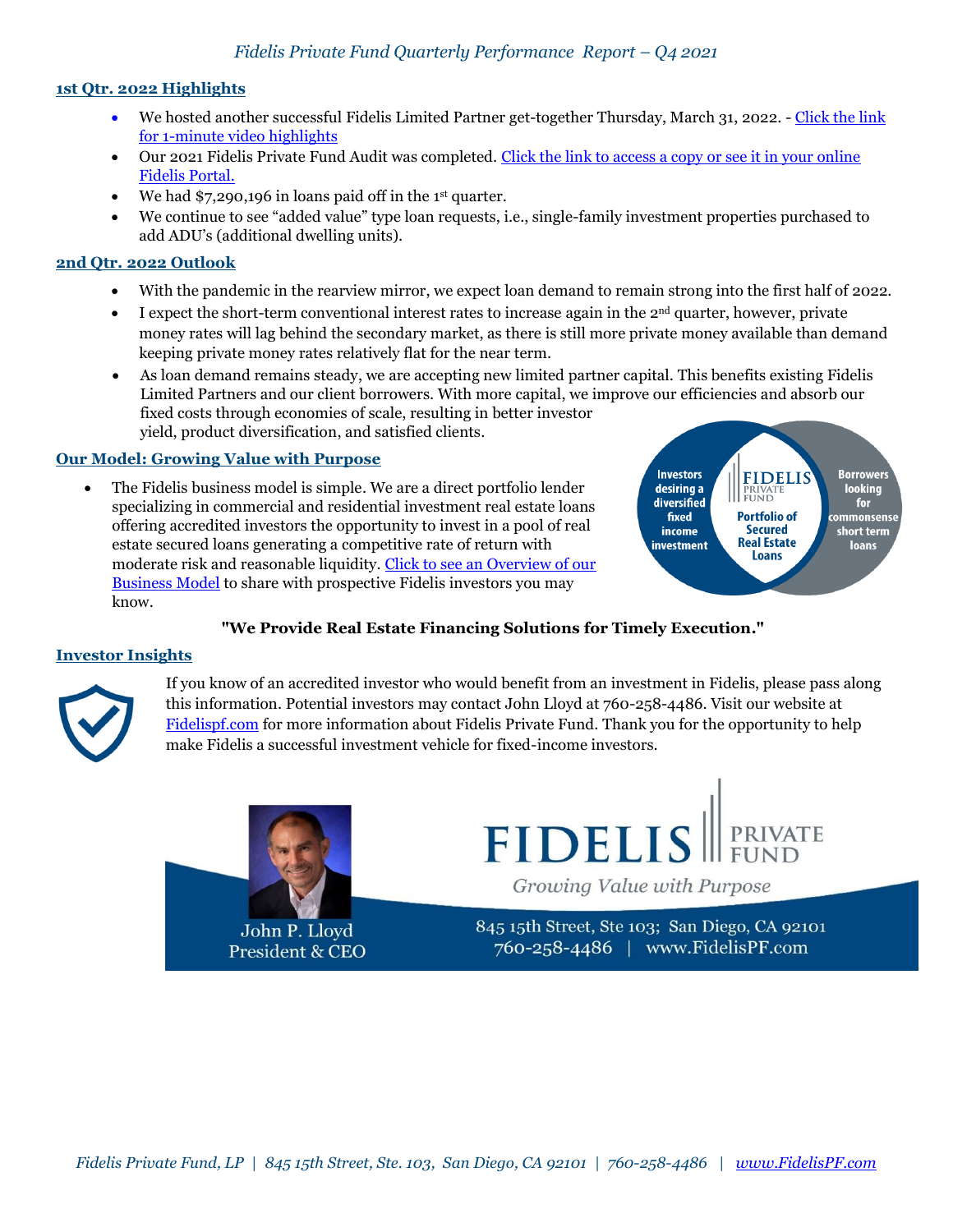## 1st Qtr. 2022 Highlights

- We hosted another successful Fidelis Limited Partner get-together Thursday, March 31, 2022. - Click the link for 1-minute video highlights
- Our 2021 Fidelis Private Fund Audit was completed. Click the link to access a copy or see it in your online Fidelis Portal.
- We had $7,290,196 in loans paid off in the 1st quarter.
- We continue to see "added value" type loan requests, i.e., single-family investment properties purchased to add ADU's (additional dwelling units).

## 2nd Qtr. 2022 Outlook

- With the pandemic in the rearview mirror, we expect loan demand to remain strong into the first half of 2022.
- I expect the short-term conventional interest rates to increase again in the 2nd quarter, however, private money rates will lag behind the secondary market, as there is still more private money available than demand keeping private money rates relatively flat for the near term.
- As loan demand remains steady, we are accepting new limited partner capital. This benefits existing Fidelis Limited Partners and our client borrowers. With more capital, we improve our efficiencies and absorb our fixed costs through economies of scale, resulting in better investor yield, product diversification, and satisfied clients.

## Our Model: Growing Value with Purpose

- The Fidelis business model is simple. We are a direct portfolio lender specializing in commercial and residential investment real estate loans offering accredited investors the opportunity to invest in a pool of real estate secured loans generating a competitive rate of return with moderate risk and reasonable liquidity. Click to see an Overview of our Business Model to share with prospective Fidelis investors you may know.

Investors desiring a diversified fixed income investment

FIDELIS PRIVATE FUND
Portfolio of Secured Real Estate Loans

Borrowers looking for commonsense short term loans

**"We Provide Real Estate Financing Solutions for Timely Execution."**

## Investor Insights

If you know of an accredited investor who would benefit from an investment in Fidelis, please pass along this information. Potential investors may contact John Lloyd at 760-258-4486. Visit our website at Fidelispf.com for more information about Fidelis Private Fund. Thank you for the opportunity to help make Fidelis a successful investment vehicle for fixed-income investors.

John P. Lloyd
President & CEO

FIDELIS PRIVATE FUND
*Growing Value with Purpose*

845 15th Street, Ste 103; San Diego, CA 92101
760-258-4486 | www.FidelisPF.com